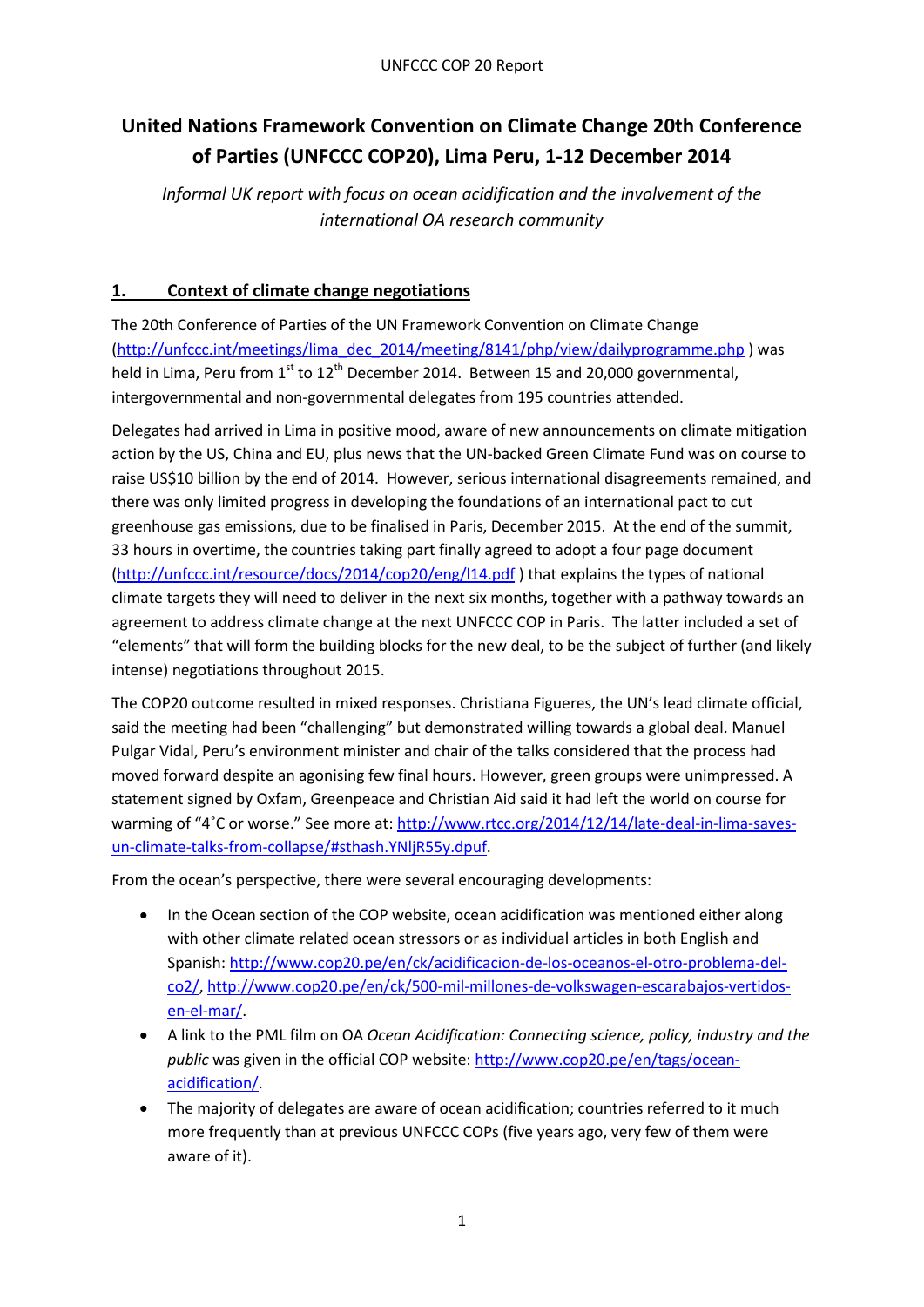# United Nations Framework Convention on Climate Change 20th Conference of Parties (UNFCCC COP20), Lima Peru, 1-12 December 2014

*Informal UK report with focus on ocean acidification and the involvement of the international OA research community*

## 1. Context of climate change negotiations

The 20th Conference of Parties of the UN Framework Convention on Climate Change (http://unfccc.int/meetings/lima_dec_2014/meeting/8141/php/view/dailyprogramme.php ) was held in Lima, Peru from 1st to 12th December 2014. Between 15 and 20,000 governmental, intergovernmental and non-governmental delegates from 195 countries attended.

Delegates had arrived in Lima in positive mood, aware of new announcements on climate mitigation action by the US, China and EU, plus news that the UN-backed Green Climate Fund was on course to raise US$10 billion by the end of 2014. However, serious international disagreements remained, and there was only limited progress in developing the foundations of an international pact to cut greenhouse gas emissions, due to be finalised in Paris, December 2015. At the end of the summit, 33 hours in overtime, the countries taking part finally agreed to adopt a four page document (http://unfccc.int/resource/docs/2014/cop20/eng/l14.pdf ) that explains the types of national climate targets they will need to deliver in the next six months, together with a pathway towards an agreement to address climate change at the next UNFCCC COP in Paris. The latter included a set of "elements" that will form the building blocks for the new deal, to be the subject of further (and likely intense) negotiations throughout 2015.

The COP20 outcome resulted in mixed responses. Christiana Figueres, the UN's lead climate official, said the meeting had been "challenging" but demonstrated willing towards a global deal. Manuel Pulgar Vidal, Peru's environment minister and chair of the talks considered that the process had moved forward despite an agonising few final hours. However, green groups were unimpressed. A statement signed by Oxfam, Greenpeace and Christian Aid said it had left the world on course for warming of "4˚C or worse." See more at: http://www.rtcc.org/2014/12/14/late-deal-in-lima-saves-un-climate-talks-from-collapse/#sthash.YNljR55y.dpuf.

From the ocean's perspective, there were several encouraging developments:

- In the Ocean section of the COP website, ocean acidification was mentioned either along with other climate related ocean stressors or as individual articles in both English and Spanish: http://www.cop20.pe/en/ck/acidificacion-de-los-oceanos-el-otro-problema-del-co2/, http://www.cop20.pe/en/ck/500-mil-millones-de-volkswagen-escarabajos-vertidos-en-el-mar/.
- A link to the PML film on OA *Ocean Acidification: Connecting science, policy, industry and the public* was given in the official COP website: http://www.cop20.pe/en/tags/ocean-acidification/.
- The majority of delegates are aware of ocean acidification; countries referred to it much more frequently than at previous UNFCCC COPs (five years ago, very few of them were aware of it).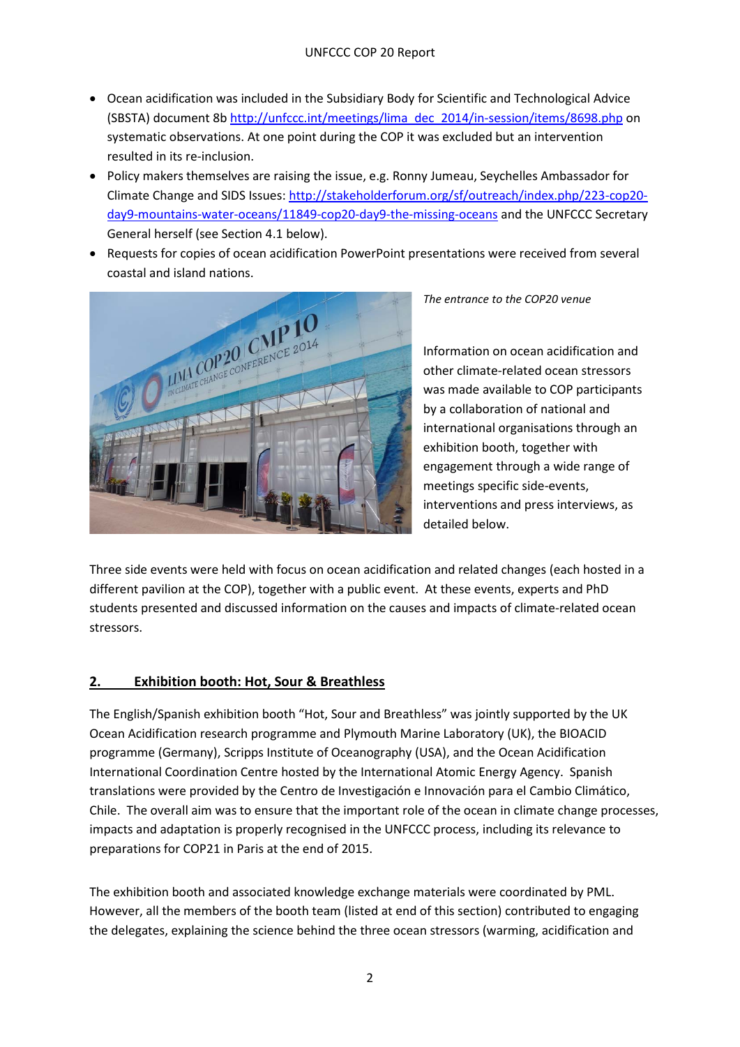- Ocean acidification was included in the Subsidiary Body for Scientific and Technological Advice (SBSTA) document 8b http://unfccc.int/meetings/lima_dec_2014/in-session/items/8698.php on systematic observations. At one point during the COP it was excluded but an intervention resulted in its re-inclusion.
- Policy makers themselves are raising the issue, e.g. Ronny Jumeau, Seychelles Ambassador for Climate Change and SIDS Issues: http://stakeholderforum.org/sf/outreach/index.php/223-cop20-day9-mountains-water-oceans/11849-cop20-day9-the-missing-oceans and the UNFCCC Secretary General herself (see Section 4.1 below).
- Requests for copies of ocean acidification PowerPoint presentations were received from several coastal and island nations.

*The entrance to the COP20 venue*

Information on ocean acidification and other climate-related ocean stressors was made available to COP participants by a collaboration of national and international organisations through an exhibition booth, together with engagement through a wide range of meetings specific side-events, interventions and press interviews, as detailed below.

Three side events were held with focus on ocean acidification and related changes (each hosted in a different pavilion at the COP), together with a public event. At these events, experts and PhD students presented and discussed information on the causes and impacts of climate-related ocean stressors.

## 2. Exhibition booth: Hot, Sour & Breathless

The English/Spanish exhibition booth "Hot, Sour and Breathless" was jointly supported by the UK Ocean Acidification research programme and Plymouth Marine Laboratory (UK), the BIOACID programme (Germany), Scripps Institute of Oceanography (USA), and the Ocean Acidification International Coordination Centre hosted by the International Atomic Energy Agency. Spanish translations were provided by the Centro de Investigación e Innovación para el Cambio Climático, Chile. The overall aim was to ensure that the important role of the ocean in climate change processes, impacts and adaptation is properly recognised in the UNFCCC process, including its relevance to preparations for COP21 in Paris at the end of 2015.

The exhibition booth and associated knowledge exchange materials were coordinated by PML. However, all the members of the booth team (listed at end of this section) contributed to engaging the delegates, explaining the science behind the three ocean stressors (warming, acidification and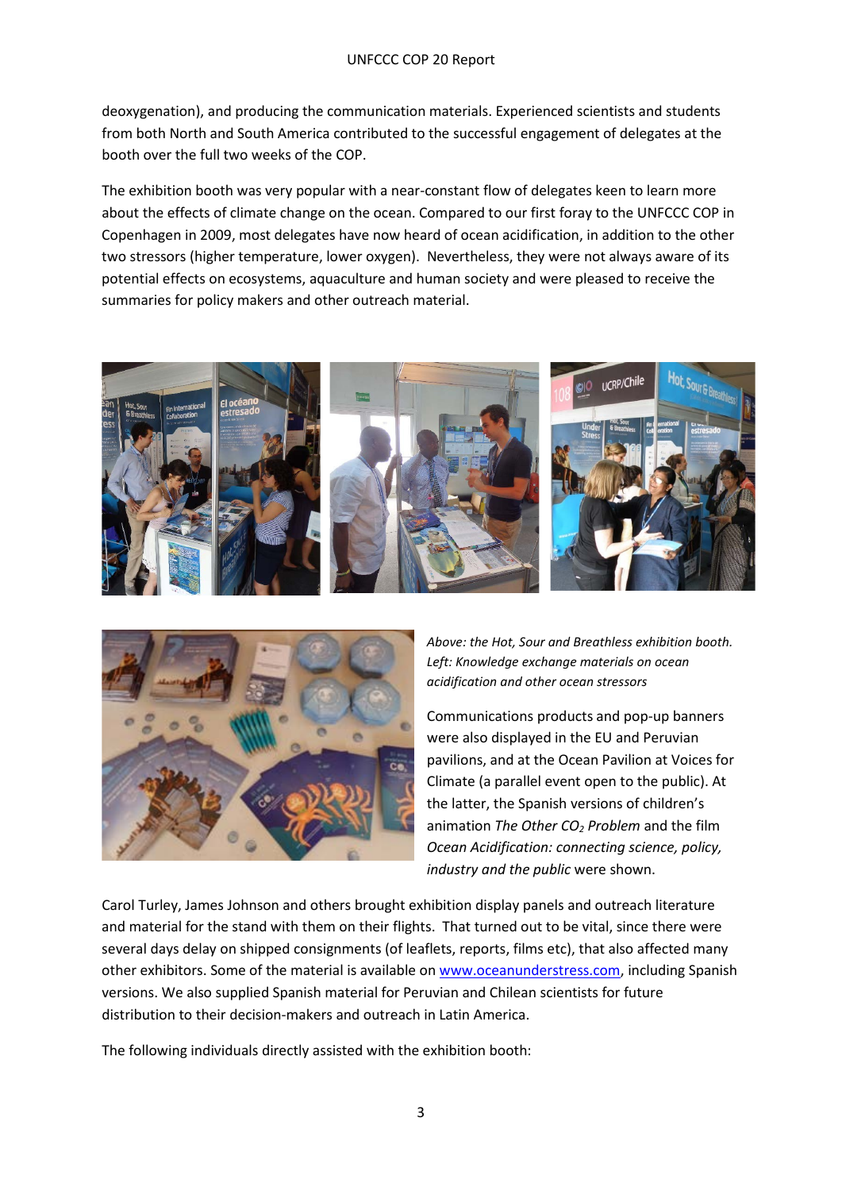deoxygenation), and producing the communication materials. Experienced scientists and students from both North and South America contributed to the successful engagement of delegates at the booth over the full two weeks of the COP.

The exhibition booth was very popular with a near-constant flow of delegates keen to learn more about the effects of climate change on the ocean. Compared to our first foray to the UNFCCC COP in Copenhagen in 2009, most delegates have now heard of ocean acidification, in addition to the other two stressors (higher temperature, lower oxygen). Nevertheless, they were not always aware of its potential effects on ecosystems, aquaculture and human society and were pleased to receive the summaries for policy makers and other outreach material.

*Above: the Hot, Sour and Breathless exhibition booth. Left: Knowledge exchange materials on ocean acidification and other ocean stressors*

Communications products and pop-up banners were also displayed in the EU and Peruvian pavilions, and at the Ocean Pavilion at Voices for Climate (a parallel event open to the public). At the latter, the Spanish versions of children's animation *The Other $CO_2$ Problem* and the film *Ocean Acidification: connecting science, policy, industry and the public* were shown.

Carol Turley, James Johnson and others brought exhibition display panels and outreach literature and material for the stand with them on their flights. That turned out to be vital, since there were several days delay on shipped consignments (of leaflets, reports, films etc), that also affected many other exhibitors. Some of the material is available on www.oceanunderstress.com, including Spanish versions. We also supplied Spanish material for Peruvian and Chilean scientists for future distribution to their decision-makers and outreach in Latin America.

The following individuals directly assisted with the exhibition booth: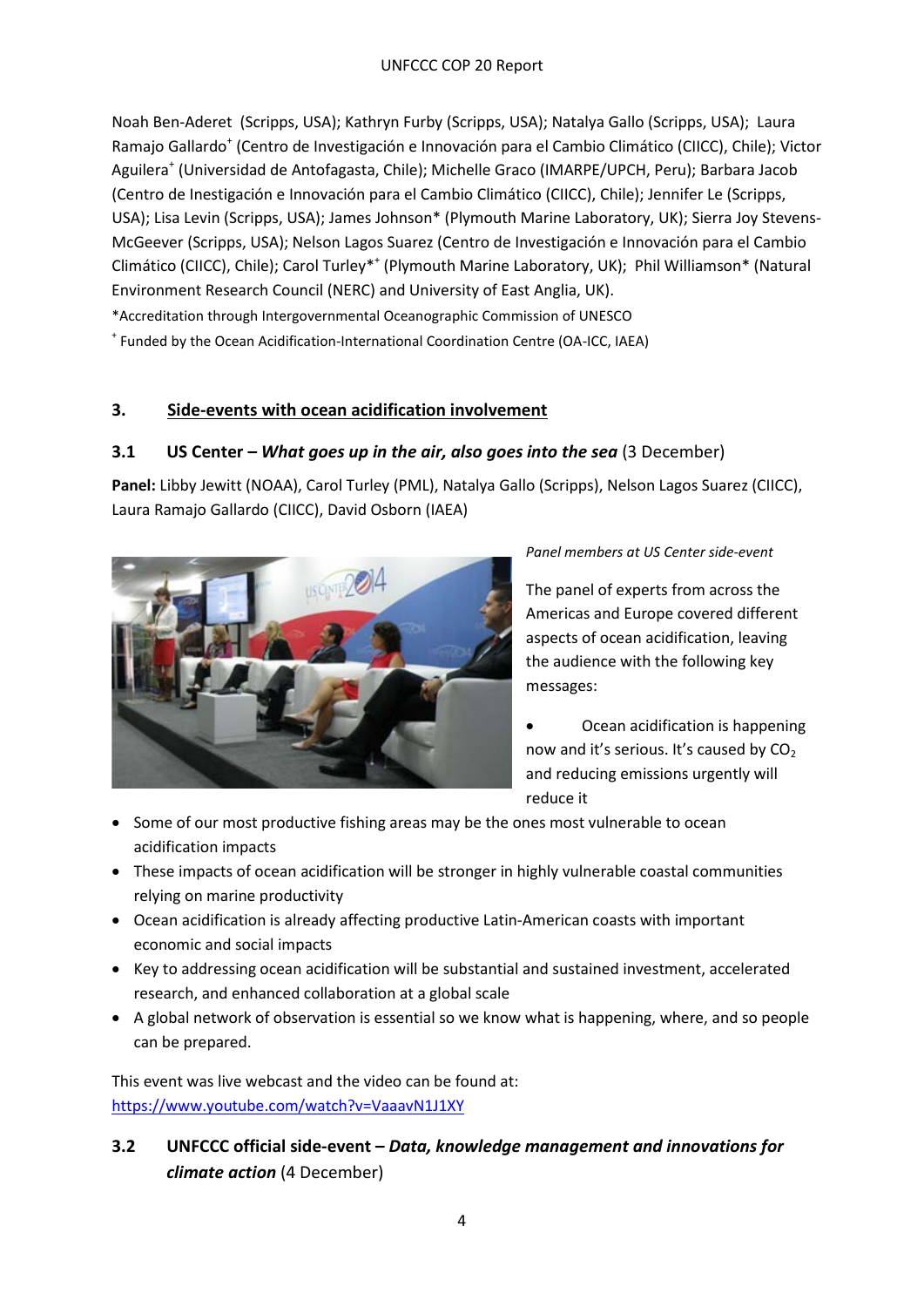Noah Ben-Aderet (Scripps, USA); Kathryn Furby (Scripps, USA); Natalya Gallo (Scripps, USA); Laura Ramajo Gallardo[+] (Centro de Investigación e Innovación para el Cambio Climático (CIICC), Chile); Victor Aguilera[+] (Universidad de Antofagasta, Chile); Michelle Graco (IMARPE/UPCH, Peru); Barbara Jacob (Centro de Inestigación e Innovación para el Cambio Climático (CIICC), Chile); Jennifer Le (Scripps, USA); Lisa Levin (Scripps, USA); James Johnson* (Plymouth Marine Laboratory, UK); Sierra Joy Stevens-McGeever (Scripps, USA); Nelson Lagos Suarez (Centro de Investigación e Innovación para el Cambio Climático (CIICC), Chile); Carol Turley*[+] (Plymouth Marine Laboratory, UK); Phil Williamson* (Natural Environment Research Council (NERC) and University of East Anglia, UK).

*Accreditation through Intergovernmental Oceanographic Commission of UNESCO

[+] Funded by the Ocean Acidification-International Coordination Centre (OA-ICC, IAEA)

## 3. Side-events with ocean acidification involvement

### 3.1 US Center – *What goes up in the air, also goes into the sea* (3 December)

**Panel:** Libby Jewitt (NOAA), Carol Turley (PML), Natalya Gallo (Scripps), Nelson Lagos Suarez (CIICC), Laura Ramajo Gallardo (CIICC), David Osborn (IAEA)

*Panel members at US Center side-event*

The panel of experts from across the Americas and Europe covered different aspects of ocean acidification, leaving the audience with the following key messages:

- Ocean acidification is happening now and it's serious. It's caused by $CO_2$ and reducing emissions urgently will reduce it
- Some of our most productive fishing areas may be the ones most vulnerable to ocean acidification impacts
- These impacts of ocean acidification will be stronger in highly vulnerable coastal communities relying on marine productivity
- Ocean acidification is already affecting productive Latin-American coasts with important economic and social impacts
- Key to addressing ocean acidification will be substantial and sustained investment, accelerated research, and enhanced collaboration at a global scale
- A global network of observation is essential so we know what is happening, where, and so people can be prepared.

This event was live webcast and the video can be found at: https://www.youtube.com/watch?v=VaaavN1J1XY

### 3.2 UNFCCC official side-event – *Data, knowledge management and innovations for climate action* (4 December)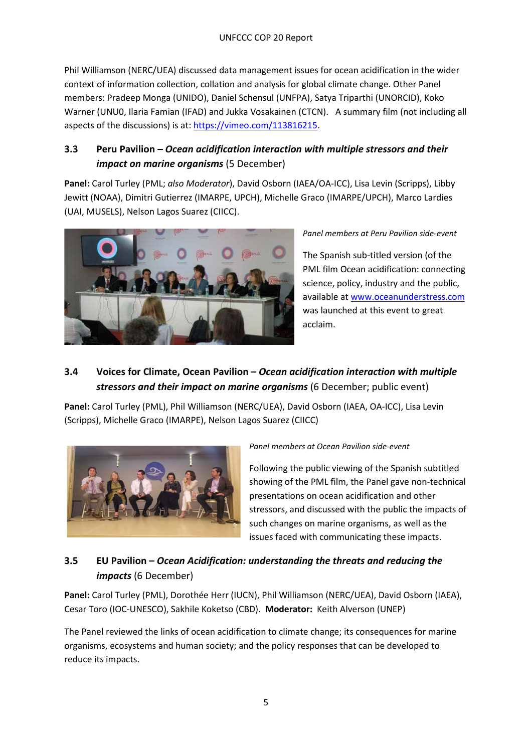Phil Williamson (NERC/UEA) discussed data management issues for ocean acidification in the wider context of information collection, collation and analysis for global climate change. Other Panel members: Pradeep Monga (UNIDO), Daniel Schensul (UNFPA), Satya Triparthi (UNORCID), Koko Warner (UNU0, Ilaria Famian (IFAD) and Jukka Vosakainen (CTCN). A summary film (not including all aspects of the discussions) is at: https://vimeo.com/113816215.

### 3.3 Peru Pavilion – *Ocean acidification interaction with multiple stressors and their impact on marine organisms* (5 December)

**Panel:** Carol Turley (PML; *also Moderator*), David Osborn (IAEA/OA-ICC), Lisa Levin (Scripps), Libby Jewitt (NOAA), Dimitri Gutierrez (IMARPE, UPCH), Michelle Graco (IMARPE/UPCH), Marco Lardies (UAI, MUSELS), Nelson Lagos Suarez (CIICC).

*Panel members at Peru Pavilion side-event*

The Spanish sub-titled version (of the PML film Ocean acidification: connecting science, policy, industry and the public, available at www.oceanunderstress.com was launched at this event to great acclaim.

### 3.4 Voices for Climate, Ocean Pavilion – *Ocean acidification interaction with multiple stressors and their impact on marine organisms* (6 December; public event)

**Panel:** Carol Turley (PML), Phil Williamson (NERC/UEA), David Osborn (IAEA, OA-ICC), Lisa Levin (Scripps), Michelle Graco (IMARPE), Nelson Lagos Suarez (CIICC)

*Panel members at Ocean Pavilion side-event*

Following the public viewing of the Spanish subtitled showing of the PML film, the Panel gave non-technical presentations on ocean acidification and other stressors, and discussed with the public the impacts of such changes on marine organisms, as well as the issues faced with communicating these impacts.

### 3.5 EU Pavilion – *Ocean Acidification: understanding the threats and reducing the impacts* (6 December)

**Panel:** Carol Turley (PML), Dorothée Herr (IUCN), Phil Williamson (NERC/UEA), David Osborn (IAEA), Cesar Toro (IOC-UNESCO), Sakhile Koketso (CBD). **Moderator:** Keith Alverson (UNEP)

The Panel reviewed the links of ocean acidification to climate change; its consequences for marine organisms, ecosystems and human society; and the policy responses that can be developed to reduce its impacts.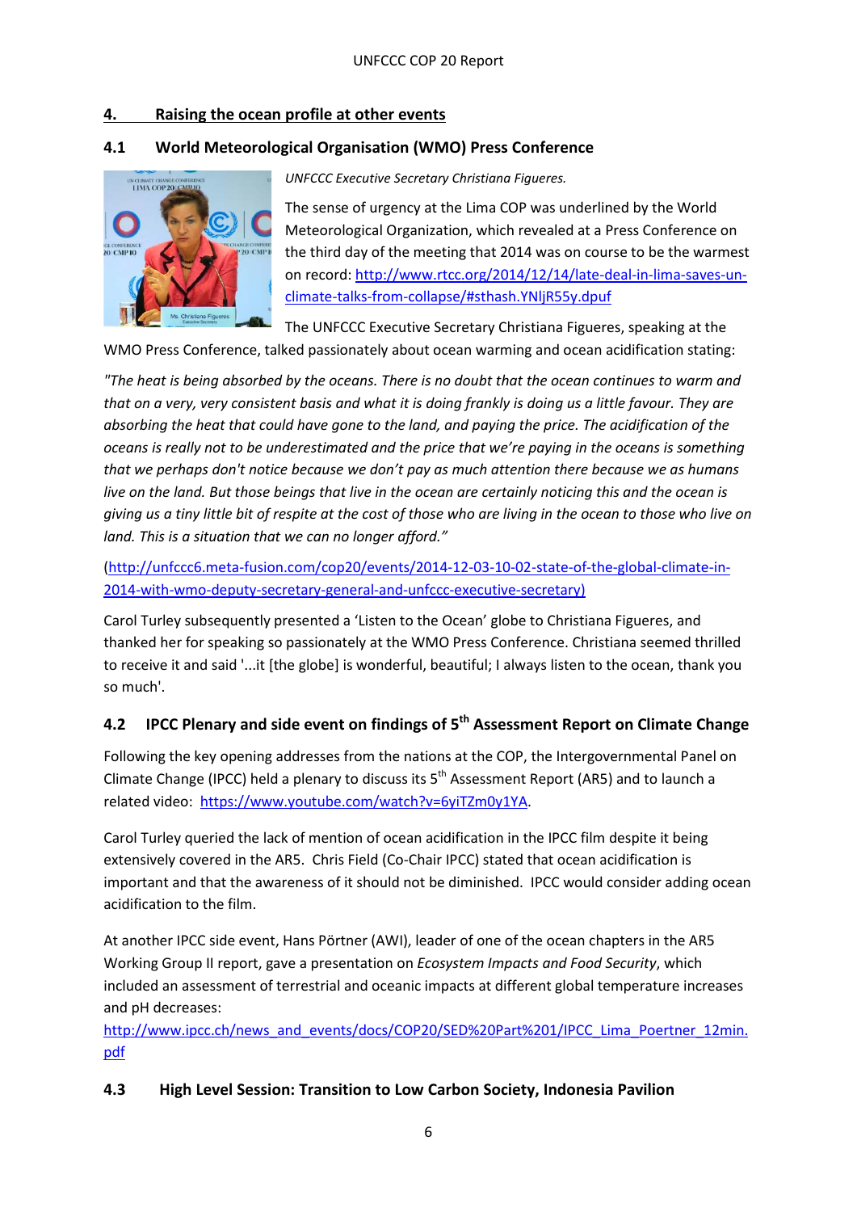## 4. Raising the ocean profile at other events

### 4.1 World Meteorological Organisation (WMO) Press Conference

*UNFCCC Executive Secretary Christiana Figueres.*

The sense of urgency at the Lima COP was underlined by the World Meteorological Organization, which revealed at a Press Conference on the third day of the meeting that 2014 was on course to be the warmest on record: http://www.rtcc.org/2014/12/14/late-deal-in-lima-saves-un-climate-talks-from-collapse/#sthash.YNljR55y.dpuf

The UNFCCC Executive Secretary Christiana Figueres, speaking at the WMO Press Conference, talked passionately about ocean warming and ocean acidification stating:

*"The heat is being absorbed by the oceans. There is no doubt that the ocean continues to warm and that on a very, very consistent basis and what it is doing frankly is doing us a little favour. They are absorbing the heat that could have gone to the land, and paying the price. The acidification of the oceans is really not to be underestimated and the price that we're paying in the oceans is something that we perhaps don't notice because we don't pay as much attention there because we as humans live on the land. But those beings that live in the ocean are certainly noticing this and the ocean is giving us a tiny little bit of respite at the cost of those who are living in the ocean to those who live on land. This is a situation that we can no longer afford."*

(http://unfccc6.meta-fusion.com/cop20/events/2014-12-03-10-02-state-of-the-global-climate-in-2014-with-wmo-deputy-secretary-general-and-unfccc-executive-secretary)

Carol Turley subsequently presented a 'Listen to the Ocean' globe to Christiana Figueres, and thanked her for speaking so passionately at the WMO Press Conference. Christiana seemed thrilled to receive it and said '...it [the globe] is wonderful, beautiful; I always listen to the ocean, thank you so much'.

### 4.2 IPCC Plenary and side event on findings of 5th Assessment Report on Climate Change

Following the key opening addresses from the nations at the COP, the Intergovernmental Panel on Climate Change (IPCC) held a plenary to discuss its 5th Assessment Report (AR5) and to launch a related video: https://www.youtube.com/watch?v=6yiTZm0y1YA.

Carol Turley queried the lack of mention of ocean acidification in the IPCC film despite it being extensively covered in the AR5. Chris Field (Co-Chair IPCC) stated that ocean acidification is important and that the awareness of it should not be diminished. IPCC would consider adding ocean acidification to the film.

At another IPCC side event, Hans Pörtner (AWI), leader of one of the ocean chapters in the AR5 Working Group II report, gave a presentation on *Ecosystem Impacts and Food Security*, which included an assessment of terrestrial and oceanic impacts at different global temperature increases and pH decreases: http://www.ipcc.ch/news_and_events/docs/COP20/SED%20Part%201/IPCC_Lima_Poertner_12min.pdf

### 4.3 High Level Session: Transition to Low Carbon Society, Indonesia Pavilion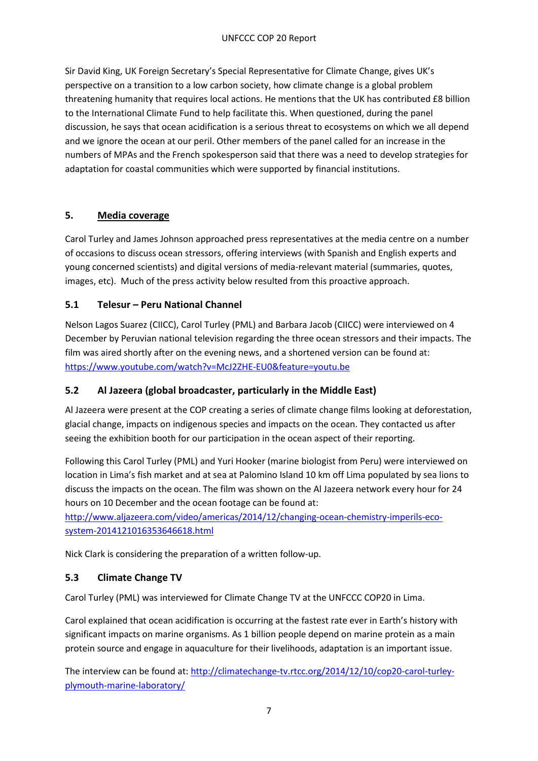Sir David King, UK Foreign Secretary's Special Representative for Climate Change, gives UK's perspective on a transition to a low carbon society, how climate change is a global problem threatening humanity that requires local actions. He mentions that the UK has contributed £8 billion to the International Climate Fund to help facilitate this. When questioned, during the panel discussion, he says that ocean acidification is a serious threat to ecosystems on which we all depend and we ignore the ocean at our peril. Other members of the panel called for an increase in the numbers of MPAs and the French spokesperson said that there was a need to develop strategies for adaptation for coastal communities which were supported by financial institutions.

## 5. Media coverage

Carol Turley and James Johnson approached press representatives at the media centre on a number of occasions to discuss ocean stressors, offering interviews (with Spanish and English experts and young concerned scientists) and digital versions of media-relevant material (summaries, quotes, images, etc). Much of the press activity below resulted from this proactive approach.

### 5.1 Telesur – Peru National Channel

Nelson Lagos Suarez (CIICC), Carol Turley (PML) and Barbara Jacob (CIICC) were interviewed on 4 December by Peruvian national television regarding the three ocean stressors and their impacts. The film was aired shortly after on the evening news, and a shortened version can be found at: https://www.youtube.com/watch?v=McJ2ZHE-EU0&feature=youtu.be

### 5.2 Al Jazeera (global broadcaster, particularly in the Middle East)

Al Jazeera were present at the COP creating a series of climate change films looking at deforestation, glacial change, impacts on indigenous species and impacts on the ocean. They contacted us after seeing the exhibition booth for our participation in the ocean aspect of their reporting.

Following this Carol Turley (PML) and Yuri Hooker (marine biologist from Peru) were interviewed on location in Lima's fish market and at sea at Palomino Island 10 km off Lima populated by sea lions to discuss the impacts on the ocean. The film was shown on the Al Jazeera network every hour for 24 hours on 10 December and the ocean footage can be found at: http://www.aljazeera.com/video/americas/2014/12/changing-ocean-chemistry-imperils-eco-system-2014121016353646618.html

Nick Clark is considering the preparation of a written follow-up.

### 5.3 Climate Change TV

Carol Turley (PML) was interviewed for Climate Change TV at the UNFCCC COP20 in Lima.

Carol explained that ocean acidification is occurring at the fastest rate ever in Earth's history with significant impacts on marine organisms. As 1 billion people depend on marine protein as a main protein source and engage in aquaculture for their livelihoods, adaptation is an important issue.

The interview can be found at: http://climatechange-tv.rtcc.org/2014/12/10/cop20-carol-turley-plymouth-marine-laboratory/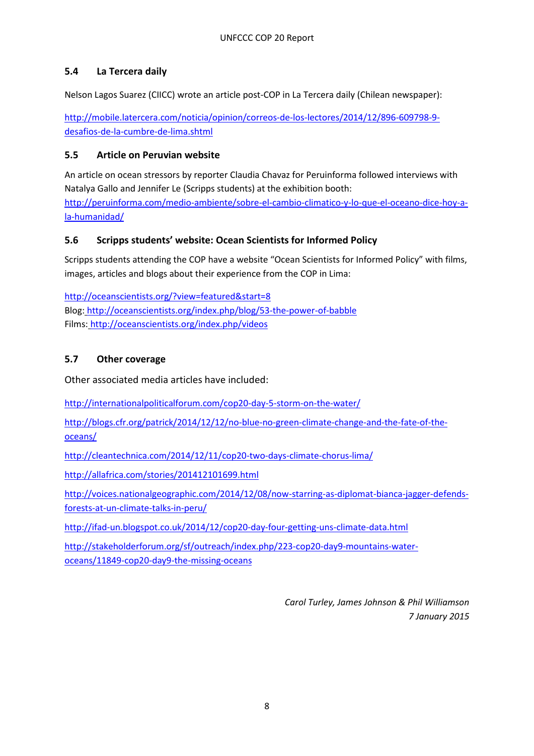### 5.4 La Tercera daily

Nelson Lagos Suarez (CIICC) wrote an article post-COP in La Tercera daily (Chilean newspaper):

http://mobile.latercera.com/noticia/opinion/correos-de-los-lectores/2014/12/896-609798-9-desafios-de-la-cumbre-de-lima.shtml

### 5.5 Article on Peruvian website

An article on ocean stressors by reporter Claudia Chavaz for Peruinforma followed interviews with Natalya Gallo and Jennifer Le (Scripps students) at the exhibition booth:
http://peruinforma.com/medio-ambiente/sobre-el-cambio-climatico-y-lo-que-el-oceano-dice-hoy-a-la-humanidad/

### 5.6 Scripps students' website: Ocean Scientists for Informed Policy

Scripps students attending the COP have a website "Ocean Scientists for Informed Policy" with films, images, articles and blogs about their experience from the COP in Lima:

http://oceanscientists.org/?view=featured&start=8
Blog: http://oceanscientists.org/index.php/blog/53-the-power-of-babble
Films: http://oceanscientists.org/index.php/videos

### 5.7 Other coverage

Other associated media articles have included:

http://internationalpoliticalforum.com/cop20-day-5-storm-on-the-water/

http://blogs.cfr.org/patrick/2014/12/12/no-blue-no-green-climate-change-and-the-fate-of-the-oceans/

http://cleantechnica.com/2014/12/11/cop20-two-days-climate-chorus-lima/

http://allafrica.com/stories/201412101699.html

http://voices.nationalgeographic.com/2014/12/08/now-starring-as-diplomat-bianca-jagger-defends-forests-at-un-climate-talks-in-peru/

http://ifad-un.blogspot.co.uk/2014/12/cop20-day-four-getting-uns-climate-data.html

http://stakeholderforum.org/sf/outreach/index.php/223-cop20-day9-mountains-water-oceans/11849-cop20-day9-the-missing-oceans

*Carol Turley, James Johnson & Phil Williamson*
*7 January 2015*